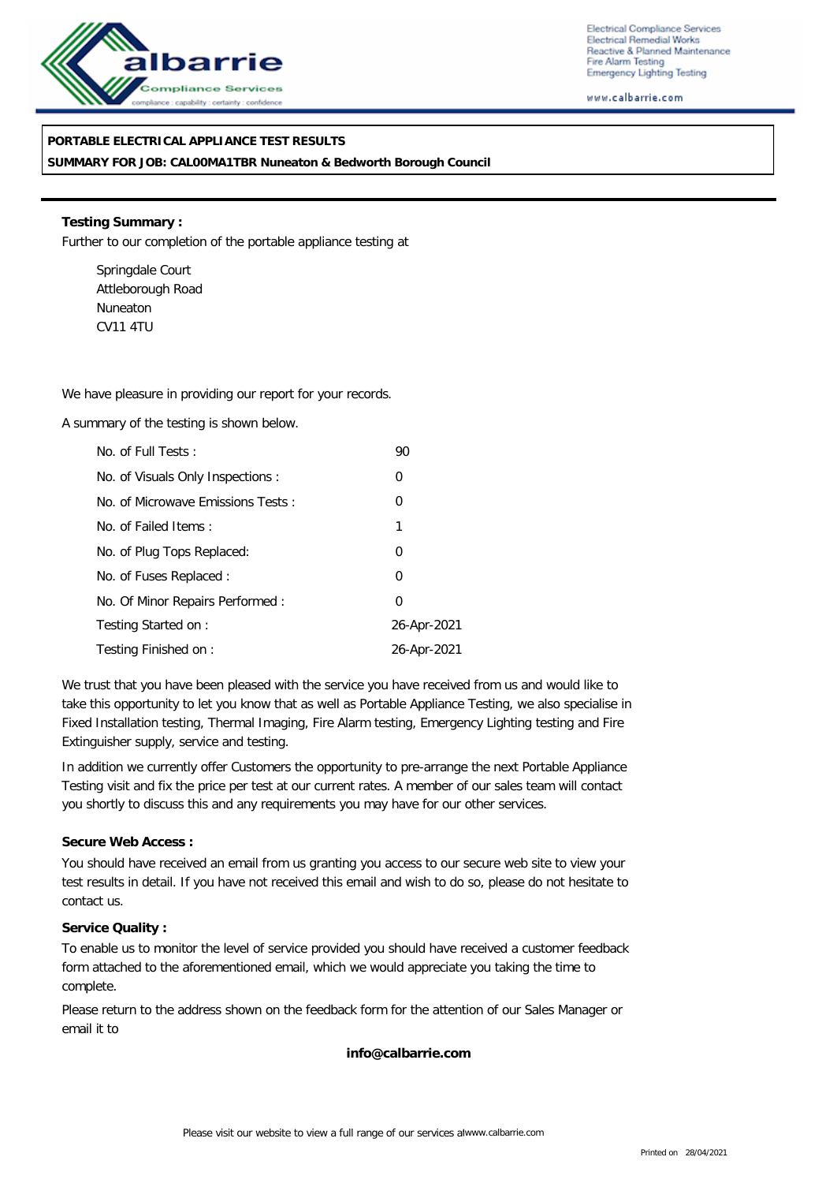Electrical Compliance Services
Electrical Remedial Works
Reactive & Planned Maintenance
Fire Alarm Testing
Emergency Lighting Testing

www.calbarrie.com

**PORTABLE ELECTRICAL APPLIANCE TEST RESULTS**

**SUMMARY FOR JOB: CAL00MA1TBR Nuneaton & Bedworth Borough Council**

**Testing Summary :**

Further to our completion of the portable appliance testing at

Springdale Court
Attleborough Road
Nuneaton
CV11 4TU

We have pleasure in providing our report for your records.

A summary of the testing is shown below.

| | |
|---|---|
| No. of Full Tests : | 90 |
| No. of Visuals Only Inspections : | 0 |
| No. of Microwave Emissions Tests : | 0 |
| No. of Failed Items : | 1 |
| No. of Plug Tops Replaced: | 0 |
| No. of Fuses Replaced : | 0 |
| No. Of Minor Repairs Performed : | 0 |
| Testing Started on : | 26-Apr-2021 |
| Testing Finished on : | 26-Apr-2021 |

We trust that you have been pleased with the service you have received from us and would like to take this opportunity to let you know that as well as Portable Appliance Testing, we also specialise in Fixed Installation testing, Thermal Imaging, Fire Alarm testing, Emergency Lighting testing and Fire Extinguisher supply, service and testing.

In addition we currently offer Customers the opportunity to pre-arrange the next Portable Appliance Testing visit and fix the price per test at our current rates. A member of our sales team will contact you shortly to discuss this and any requirements you may have for our other services.

**Secure Web Access :**

You should have received an email from us granting you access to our secure web site to view your test results in detail. If you have not received this email and wish to do so, please do not hesitate to contact us.

**Service Quality :**

To enable us to monitor the level of service provided you should have received a customer feedback form attached to the aforementioned email, which we would appreciate you taking the time to complete.

Please return to the address shown on the feedback form for the attention of our Sales Manager or email it to

**info@calbarrie.com**

Please visit our website to view a full range of our services atwww.calbarrie.com

Printed on 28/04/2021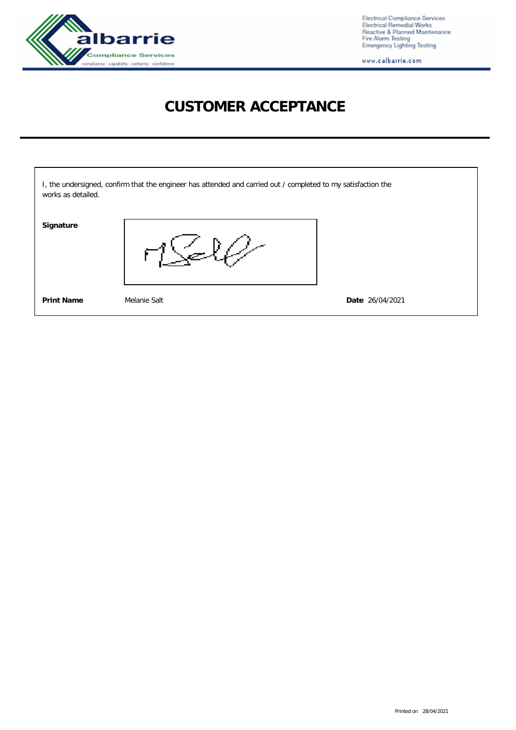Electrical Compliance Services
Electrical Remedial Works
Reactive & Planned Maintenance
Fire Alarm Testing
Emergency Lighting Testing

www.calbarrie.com

# CUSTOMER ACCEPTANCE

I, the undersigned, confirm that the engineer has attended and carried out / completed to my satisfaction the works as detailed.

**Signature**

**Print Name** Melanie Salt

**Date** 26/04/2021

Printed on 28/04/2021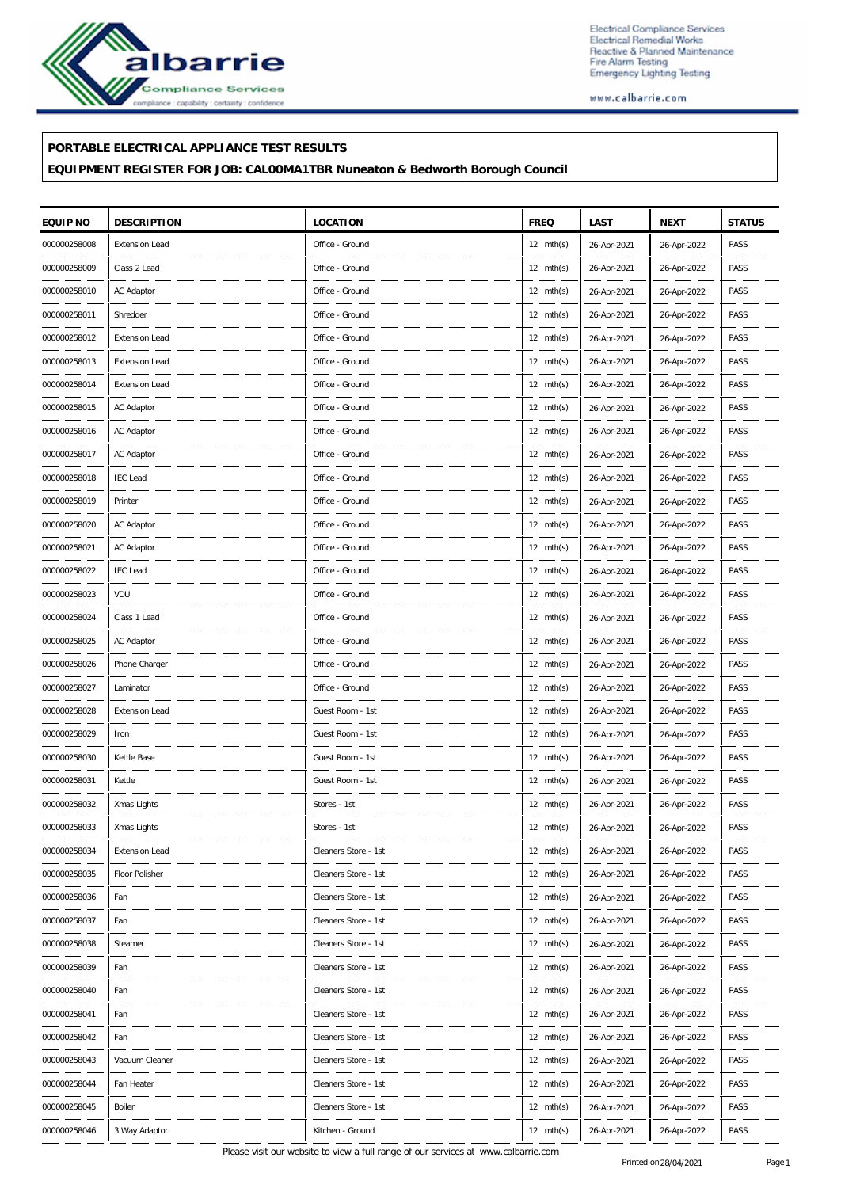Electrical Compliance Services
Electrical Remedial Works
Reactive & Planned Maintenance
Fire Alarm Testing
Emergency Lighting Testing

www.calbarrie.com

**PORTABLE ELECTRICAL APPLIANCE TEST RESULTS**

**EQUIPMENT REGISTER FOR JOB: CAL00MA1TBR Nuneaton & Bedworth Borough Council**

| EQUIP NO | DESCRIPTION | LOCATION | FREQ | LAST | NEXT | STATUS |
|---|---|---|---|---|---|---|
| 000000258008 | Extension Lead | Office - Ground | 12 mth(s) | 26-Apr-2021 | 26-Apr-2022 | PASS |
| 000000258009 | Class 2 Lead | Office - Ground | 12 mth(s) | 26-Apr-2021 | 26-Apr-2022 | PASS |
| 000000258010 | AC Adaptor | Office - Ground | 12 mth(s) | 26-Apr-2021 | 26-Apr-2022 | PASS |
| 000000258011 | Shredder | Office - Ground | 12 mth(s) | 26-Apr-2021 | 26-Apr-2022 | PASS |
| 000000258012 | Extension Lead | Office - Ground | 12 mth(s) | 26-Apr-2021 | 26-Apr-2022 | PASS |
| 000000258013 | Extension Lead | Office - Ground | 12 mth(s) | 26-Apr-2021 | 26-Apr-2022 | PASS |
| 000000258014 | Extension Lead | Office - Ground | 12 mth(s) | 26-Apr-2021 | 26-Apr-2022 | PASS |
| 000000258015 | AC Adaptor | Office - Ground | 12 mth(s) | 26-Apr-2021 | 26-Apr-2022 | PASS |
| 000000258016 | AC Adaptor | Office - Ground | 12 mth(s) | 26-Apr-2021 | 26-Apr-2022 | PASS |
| 000000258017 | AC Adaptor | Office - Ground | 12 mth(s) | 26-Apr-2021 | 26-Apr-2022 | PASS |
| 000000258018 | IEC Lead | Office - Ground | 12 mth(s) | 26-Apr-2021 | 26-Apr-2022 | PASS |
| 000000258019 | Printer | Office - Ground | 12 mth(s) | 26-Apr-2021 | 26-Apr-2022 | PASS |
| 000000258020 | AC Adaptor | Office - Ground | 12 mth(s) | 26-Apr-2021 | 26-Apr-2022 | PASS |
| 000000258021 | AC Adaptor | Office - Ground | 12 mth(s) | 26-Apr-2021 | 26-Apr-2022 | PASS |
| 000000258022 | IEC Lead | Office - Ground | 12 mth(s) | 26-Apr-2021 | 26-Apr-2022 | PASS |
| 000000258023 | VDU | Office - Ground | 12 mth(s) | 26-Apr-2021 | 26-Apr-2022 | PASS |
| 000000258024 | Class 1 Lead | Office - Ground | 12 mth(s) | 26-Apr-2021 | 26-Apr-2022 | PASS |
| 000000258025 | AC Adaptor | Office - Ground | 12 mth(s) | 26-Apr-2021 | 26-Apr-2022 | PASS |
| 000000258026 | Phone Charger | Office - Ground | 12 mth(s) | 26-Apr-2021 | 26-Apr-2022 | PASS |
| 000000258027 | Laminator | Office - Ground | 12 mth(s) | 26-Apr-2021 | 26-Apr-2022 | PASS |
| 000000258028 | Extension Lead | Guest Room - 1st | 12 mth(s) | 26-Apr-2021 | 26-Apr-2022 | PASS |
| 000000258029 | Iron | Guest Room - 1st | 12 mth(s) | 26-Apr-2021 | 26-Apr-2022 | PASS |
| 000000258030 | Kettle Base | Guest Room - 1st | 12 mth(s) | 26-Apr-2021 | 26-Apr-2022 | PASS |
| 000000258031 | Kettle | Guest Room - 1st | 12 mth(s) | 26-Apr-2021 | 26-Apr-2022 | PASS |
| 000000258032 | Xmas Lights | Stores - 1st | 12 mth(s) | 26-Apr-2021 | 26-Apr-2022 | PASS |
| 000000258033 | Xmas Lights | Stores - 1st | 12 mth(s) | 26-Apr-2021 | 26-Apr-2022 | PASS |
| 000000258034 | Extension Lead | Cleaners Store - 1st | 12 mth(s) | 26-Apr-2021 | 26-Apr-2022 | PASS |
| 000000258035 | Floor Polisher | Cleaners Store - 1st | 12 mth(s) | 26-Apr-2021 | 26-Apr-2022 | PASS |
| 000000258036 | Fan | Cleaners Store - 1st | 12 mth(s) | 26-Apr-2021 | 26-Apr-2022 | PASS |
| 000000258037 | Fan | Cleaners Store - 1st | 12 mth(s) | 26-Apr-2021 | 26-Apr-2022 | PASS |
| 000000258038 | Steamer | Cleaners Store - 1st | 12 mth(s) | 26-Apr-2021 | 26-Apr-2022 | PASS |
| 000000258039 | Fan | Cleaners Store - 1st | 12 mth(s) | 26-Apr-2021 | 26-Apr-2022 | PASS |
| 000000258040 | Fan | Cleaners Store - 1st | 12 mth(s) | 26-Apr-2021 | 26-Apr-2022 | PASS |
| 000000258041 | Fan | Cleaners Store - 1st | 12 mth(s) | 26-Apr-2021 | 26-Apr-2022 | PASS |
| 000000258042 | Fan | Cleaners Store - 1st | 12 mth(s) | 26-Apr-2021 | 26-Apr-2022 | PASS |
| 000000258043 | Vacuum Cleaner | Cleaners Store - 1st | 12 mth(s) | 26-Apr-2021 | 26-Apr-2022 | PASS |
| 000000258044 | Fan Heater | Cleaners Store - 1st | 12 mth(s) | 26-Apr-2021 | 26-Apr-2022 | PASS |
| 000000258045 | Boiler | Cleaners Store - 1st | 12 mth(s) | 26-Apr-2021 | 26-Apr-2022 | PASS |
| 000000258046 | 3 Way Adaptor | Kitchen - Ground | 12 mth(s) | 26-Apr-2021 | 26-Apr-2022 | PASS |

Please visit our website to view a full range of our services at www.calbarrie.com

Printed on 28/04/2021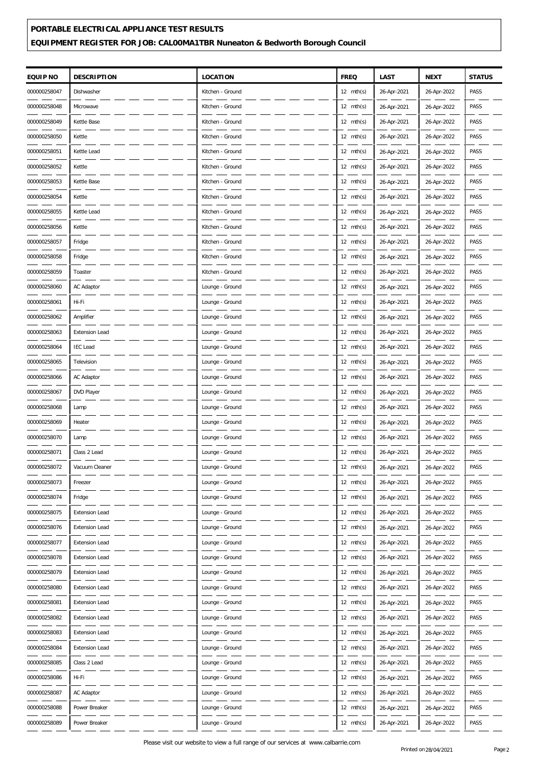**PORTABLE ELECTRICAL APPLIANCE TEST RESULTS**

**EQUIPMENT REGISTER FOR JOB: CAL00MA1TBR Nuneaton & Bedworth Borough Council**

| EQUIP NO | DESCRIPTION | LOCATION | FREQ | LAST | NEXT | STATUS |
|---|---|---|---|---|---|---|
| 000000258047 | Dishwasher | Kitchen - Ground | 12 mth(s) | 26-Apr-2021 | 26-Apr-2022 | PASS |
| 000000258048 | Microwave | Kitchen - Ground | 12 mth(s) | 26-Apr-2021 | 26-Apr-2022 | PASS |
| 000000258049 | Kettle Base | Kitchen - Ground | 12 mth(s) | 26-Apr-2021 | 26-Apr-2022 | PASS |
| 000000258050 | Kettle | Kitchen - Ground | 12 mth(s) | 26-Apr-2021 | 26-Apr-2022 | PASS |
| 000000258051 | Kettle Lead | Kitchen - Ground | 12 mth(s) | 26-Apr-2021 | 26-Apr-2022 | PASS |
| 000000258052 | Kettle | Kitchen - Ground | 12 mth(s) | 26-Apr-2021 | 26-Apr-2022 | PASS |
| 000000258053 | Kettle Base | Kitchen - Ground | 12 mth(s) | 26-Apr-2021 | 26-Apr-2022 | PASS |
| 000000258054 | Kettle | Kitchen - Ground | 12 mth(s) | 26-Apr-2021 | 26-Apr-2022 | PASS |
| 000000258055 | Kettle Lead | Kitchen - Ground | 12 mth(s) | 26-Apr-2021 | 26-Apr-2022 | PASS |
| 000000258056 | Kettle | Kitchen - Ground | 12 mth(s) | 26-Apr-2021 | 26-Apr-2022 | PASS |
| 000000258057 | Fridge | Kitchen - Ground | 12 mth(s) | 26-Apr-2021 | 26-Apr-2022 | PASS |
| 000000258058 | Fridge | Kitchen - Ground | 12 mth(s) | 26-Apr-2021 | 26-Apr-2022 | PASS |
| 000000258059 | Toaster | Kitchen - Ground | 12 mth(s) | 26-Apr-2021 | 26-Apr-2022 | PASS |
| 000000258060 | AC Adaptor | Lounge - Ground | 12 mth(s) | 26-Apr-2021 | 26-Apr-2022 | PASS |
| 000000258061 | Hi-Fi | Lounge - Ground | 12 mth(s) | 26-Apr-2021 | 26-Apr-2022 | PASS |
| 000000258062 | Amplifier | Lounge - Ground | 12 mth(s) | 26-Apr-2021 | 26-Apr-2022 | PASS |
| 000000258063 | Extension Lead | Lounge - Ground | 12 mth(s) | 26-Apr-2021 | 26-Apr-2022 | PASS |
| 000000258064 | IEC Lead | Lounge - Ground | 12 mth(s) | 26-Apr-2021 | 26-Apr-2022 | PASS |
| 000000258065 | Television | Lounge - Ground | 12 mth(s) | 26-Apr-2021 | 26-Apr-2022 | PASS |
| 000000258066 | AC Adaptor | Lounge - Ground | 12 mth(s) | 26-Apr-2021 | 26-Apr-2022 | PASS |
| 000000258067 | DVD Player | Lounge - Ground | 12 mth(s) | 26-Apr-2021 | 26-Apr-2022 | PASS |
| 000000258068 | Lamp | Lounge - Ground | 12 mth(s) | 26-Apr-2021 | 26-Apr-2022 | PASS |
| 000000258069 | Heater | Lounge - Ground | 12 mth(s) | 26-Apr-2021 | 26-Apr-2022 | PASS |
| 000000258070 | Lamp | Lounge - Ground | 12 mth(s) | 26-Apr-2021 | 26-Apr-2022 | PASS |
| 000000258071 | Class 2 Lead | Lounge - Ground | 12 mth(s) | 26-Apr-2021 | 26-Apr-2022 | PASS |
| 000000258072 | Vacuum Cleaner | Lounge - Ground | 12 mth(s) | 26-Apr-2021 | 26-Apr-2022 | PASS |
| 000000258073 | Freezer | Lounge - Ground | 12 mth(s) | 26-Apr-2021 | 26-Apr-2022 | PASS |
| 000000258074 | Fridge | Lounge - Ground | 12 mth(s) | 26-Apr-2021 | 26-Apr-2022 | PASS |
| 000000258075 | Extension Lead | Lounge - Ground | 12 mth(s) | 26-Apr-2021 | 26-Apr-2022 | PASS |
| 000000258076 | Extension Lead | Lounge - Ground | 12 mth(s) | 26-Apr-2021 | 26-Apr-2022 | PASS |
| 000000258077 | Extension Lead | Lounge - Ground | 12 mth(s) | 26-Apr-2021 | 26-Apr-2022 | PASS |
| 000000258078 | Extension Lead | Lounge - Ground | 12 mth(s) | 26-Apr-2021 | 26-Apr-2022 | PASS |
| 000000258079 | Extension Lead | Lounge - Ground | 12 mth(s) | 26-Apr-2021 | 26-Apr-2022 | PASS |
| 000000258080 | Extension Lead | Lounge - Ground | 12 mth(s) | 26-Apr-2021 | 26-Apr-2022 | PASS |
| 000000258081 | Extension Lead | Lounge - Ground | 12 mth(s) | 26-Apr-2021 | 26-Apr-2022 | PASS |
| 000000258082 | Extension Lead | Lounge - Ground | 12 mth(s) | 26-Apr-2021 | 26-Apr-2022 | PASS |
| 000000258083 | Extension Lead | Lounge - Ground | 12 mth(s) | 26-Apr-2021 | 26-Apr-2022 | PASS |
| 000000258084 | Extension Lead | Lounge - Ground | 12 mth(s) | 26-Apr-2021 | 26-Apr-2022 | PASS |
| 000000258085 | Class 2 Lead | Lounge - Ground | 12 mth(s) | 26-Apr-2021 | 26-Apr-2022 | PASS |
| 000000258086 | Hi-Fi | Lounge - Ground | 12 mth(s) | 26-Apr-2021 | 26-Apr-2022 | PASS |
| 000000258087 | AC Adaptor | Lounge - Ground | 12 mth(s) | 26-Apr-2021 | 26-Apr-2022 | PASS |
| 000000258088 | Power Breaker | Lounge - Ground | 12 mth(s) | 26-Apr-2021 | 26-Apr-2022 | PASS |
| 000000258089 | Power Breaker | Lounge - Ground | 12 mth(s) | 26-Apr-2021 | 26-Apr-2022 | PASS |

Please visit our website to view a full range of our services at www.calbarrie.com

Printed on 28/04/2021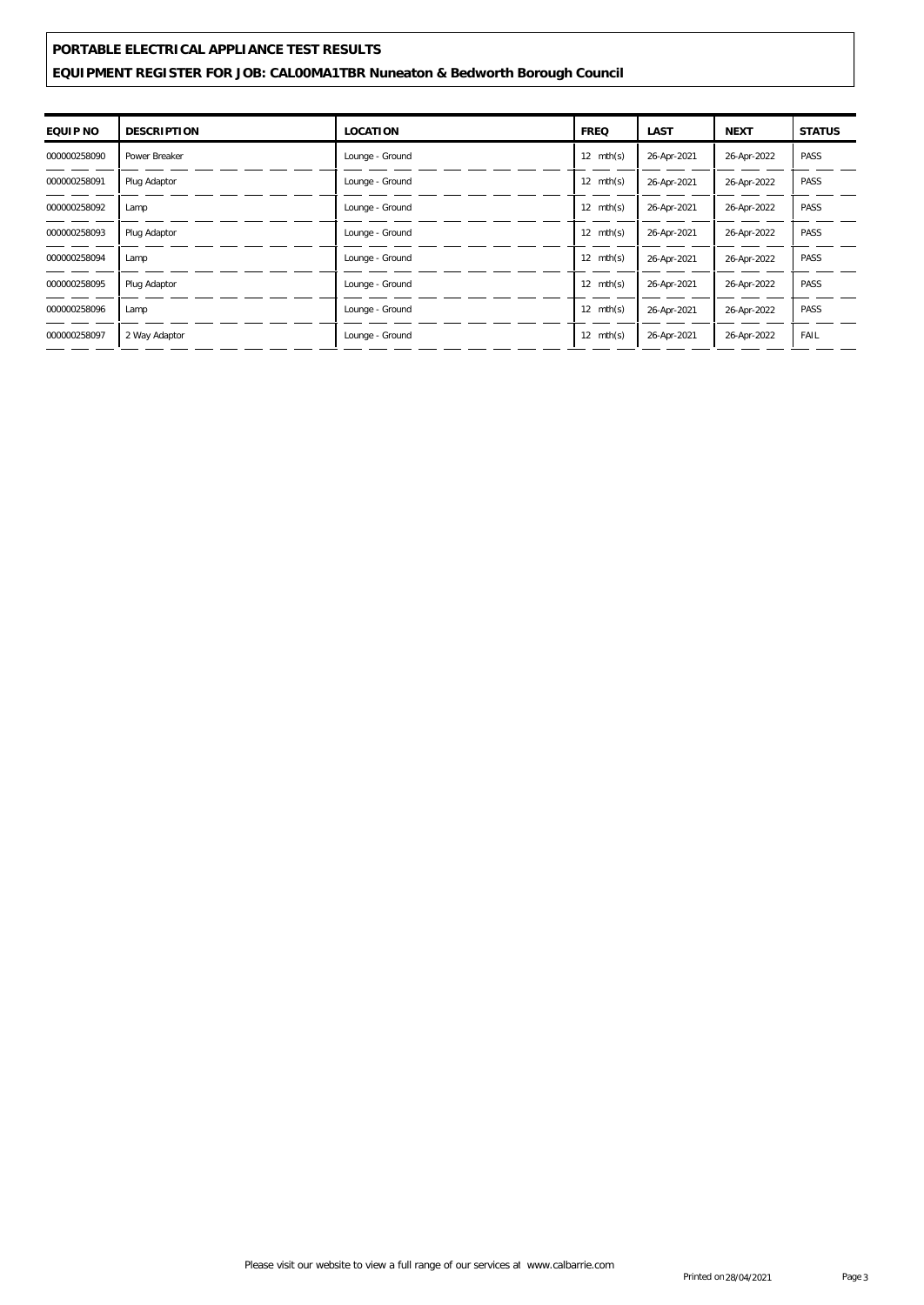**PORTABLE ELECTRICAL APPLIANCE TEST RESULTS**

**EQUIPMENT REGISTER FOR JOB: CAL00MA1TBR Nuneaton & Bedworth Borough Council**

| EQUIP NO | DESCRIPTION | LOCATION | FREQ | LAST | NEXT | STATUS |
|---|---|---|---|---|---|---|
| 000000258090 | Power Breaker | Lounge - Ground | 12 mth(s) | 26-Apr-2021 | 26-Apr-2022 | PASS |
| 000000258091 | Plug Adaptor | Lounge - Ground | 12 mth(s) | 26-Apr-2021 | 26-Apr-2022 | PASS |
| 000000258092 | Lamp | Lounge - Ground | 12 mth(s) | 26-Apr-2021 | 26-Apr-2022 | PASS |
| 000000258093 | Plug Adaptor | Lounge - Ground | 12 mth(s) | 26-Apr-2021 | 26-Apr-2022 | PASS |
| 000000258094 | Lamp | Lounge - Ground | 12 mth(s) | 26-Apr-2021 | 26-Apr-2022 | PASS |
| 000000258095 | Plug Adaptor | Lounge - Ground | 12 mth(s) | 26-Apr-2021 | 26-Apr-2022 | PASS |
| 000000258096 | Lamp | Lounge - Ground | 12 mth(s) | 26-Apr-2021 | 26-Apr-2022 | PASS |
| 000000258097 | 2 Way Adaptor | Lounge - Ground | 12 mth(s) | 26-Apr-2021 | 26-Apr-2022 | FAIL |

Please visit our website to view a full range of our services at www.calbarrie.com

Printed on 28/04/2021